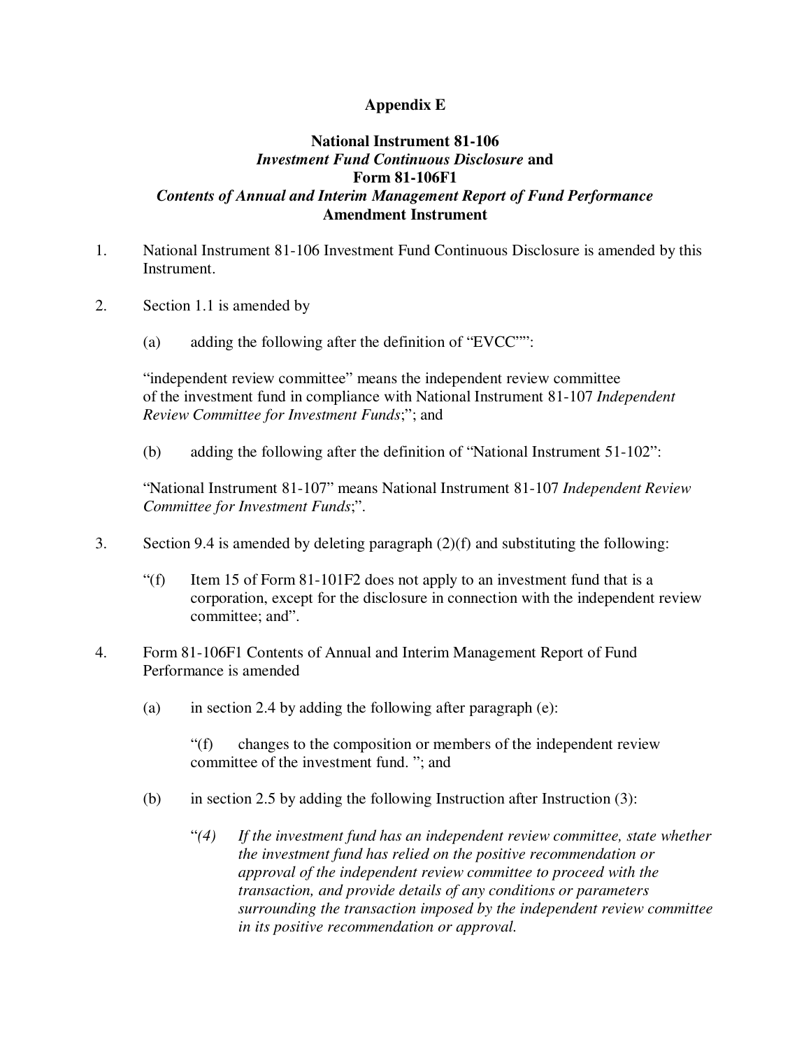# Appendix E

## National Instrument 81-106
## *Investment Fund Continuous Disclosure* and
## Form 81-106F1
## *Contents of Annual and Interim Management Report of Fund Performance*
## Amendment Instrument

1. National Instrument 81-106 Investment Fund Continuous Disclosure is amended by this Instrument.

2. Section 1.1 is amended by

   (a) adding the following after the definition of "EVCC"":

   "independent review committee" means the independent review committee of the investment fund in compliance with National Instrument 81-107 *Independent Review Committee for Investment Funds*;"; and

   (b) adding the following after the definition of "National Instrument 51-102":

   "National Instrument 81-107" means National Instrument 81-107 *Independent Review Committee for Investment Funds*;".

3. Section 9.4 is amended by deleting paragraph (2)(f) and substituting the following:

   "(f) Item 15 of Form 81-101F2 does not apply to an investment fund that is a corporation, except for the disclosure in connection with the independent review committee; and".

4. Form 81-106F1 Contents of Annual and Interim Management Report of Fund Performance is amended

   (a) in section 2.4 by adding the following after paragraph (e):

   "(f) changes to the composition or members of the independent review committee of the investment fund. "; and

   (b) in section 2.5 by adding the following Instruction after Instruction (3):

   "*(4) If the investment fund has an independent review committee, state whether the investment fund has relied on the positive recommendation or approval of the independent review committee to proceed with the transaction, and provide details of any conditions or parameters surrounding the transaction imposed by the independent review committee in its positive recommendation or approval.*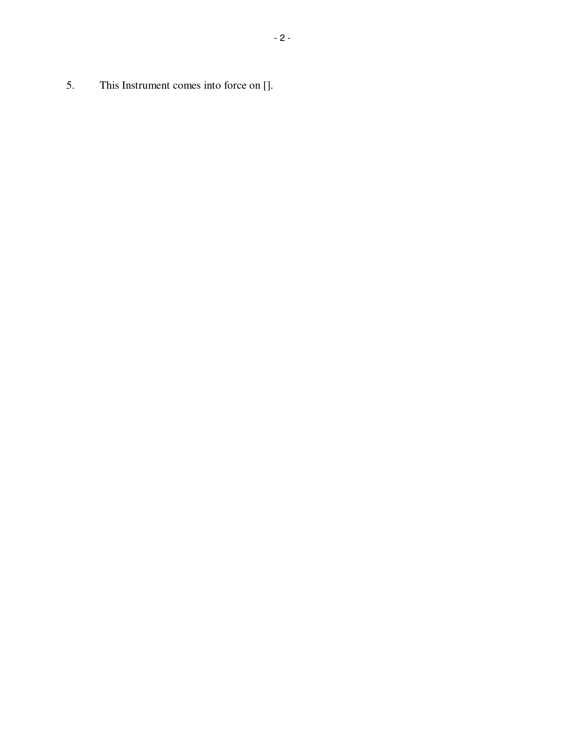5. This Instrument comes into force on [].